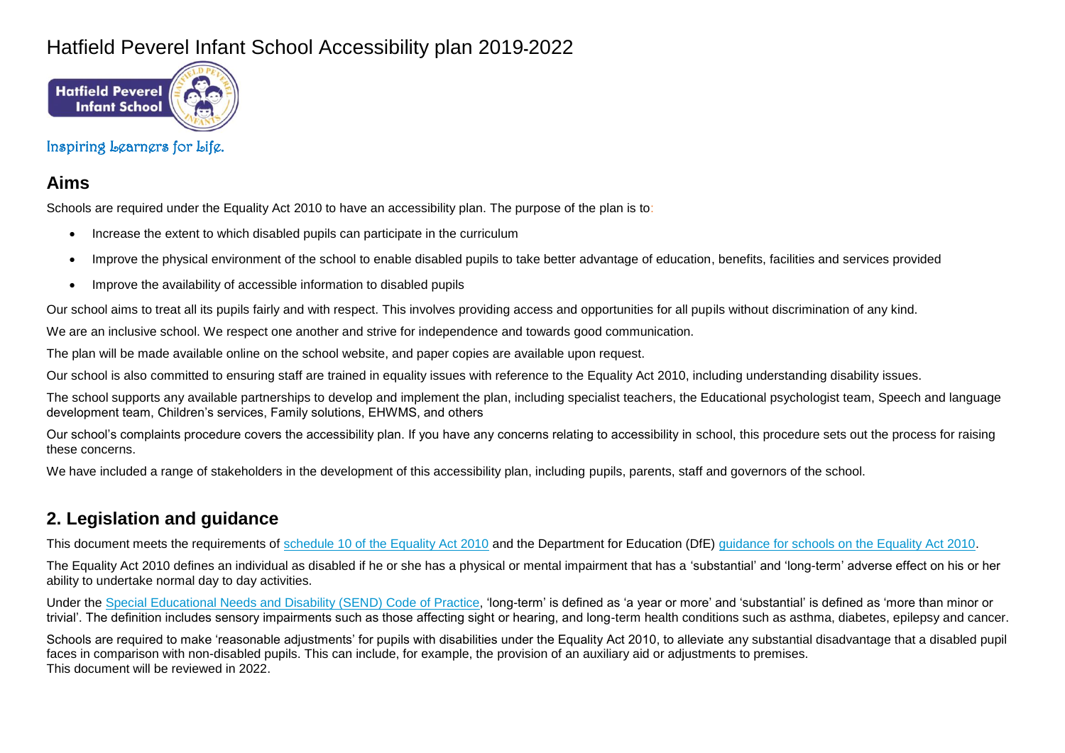# Hatfield Peverel Infant School Accessibility plan 2019-2022

Inspiring Learners for Life.

## Aims

Schools are required under the Equality Act 2010 to have an accessibility plan. The purpose of the plan is to:

- Increase the extent to which disabled pupils can participate in the curriculum
- Improve the physical environment of the school to enable disabled pupils to take better advantage of education, benefits, facilities and services provided
- Improve the availability of accessible information to disabled pupils

Our school aims to treat all its pupils fairly and with respect. This involves providing access and opportunities for all pupils without discrimination of any kind.

We are an inclusive school. We respect one another and strive for independence and towards good communication.

The plan will be made available online on the school website, and paper copies are available upon request.

Our school is also committed to ensuring staff are trained in equality issues with reference to the Equality Act 2010, including understanding disability issues.

The school supports any available partnerships to develop and implement the plan, including specialist teachers, the Educational psychologist team, Speech and language development team, Children's services, Family solutions, EHWMS, and others

Our school's complaints procedure covers the accessibility plan. If you have any concerns relating to accessibility in school, this procedure sets out the process for raising these concerns.

We have included a range of stakeholders in the development of this accessibility plan, including pupils, parents, staff and governors of the school.

## 2. Legislation and guidance

This document meets the requirements of schedule 10 of the Equality Act 2010 and the Department for Education (DfE) guidance for schools on the Equality Act 2010.

The Equality Act 2010 defines an individual as disabled if he or she has a physical or mental impairment that has a 'substantial' and 'long-term' adverse effect on his or her ability to undertake normal day to day activities.

Under the Special Educational Needs and Disability (SEND) Code of Practice, 'long-term' is defined as 'a year or more' and 'substantial' is defined as 'more than minor or trivial'. The definition includes sensory impairments such as those affecting sight or hearing, and long-term health conditions such as asthma, diabetes, epilepsy and cancer.

Schools are required to make 'reasonable adjustments' for pupils with disabilities under the Equality Act 2010, to alleviate any substantial disadvantage that a disabled pupil faces in comparison with non-disabled pupils. This can include, for example, the provision of an auxiliary aid or adjustments to premises.
This document will be reviewed in 2022.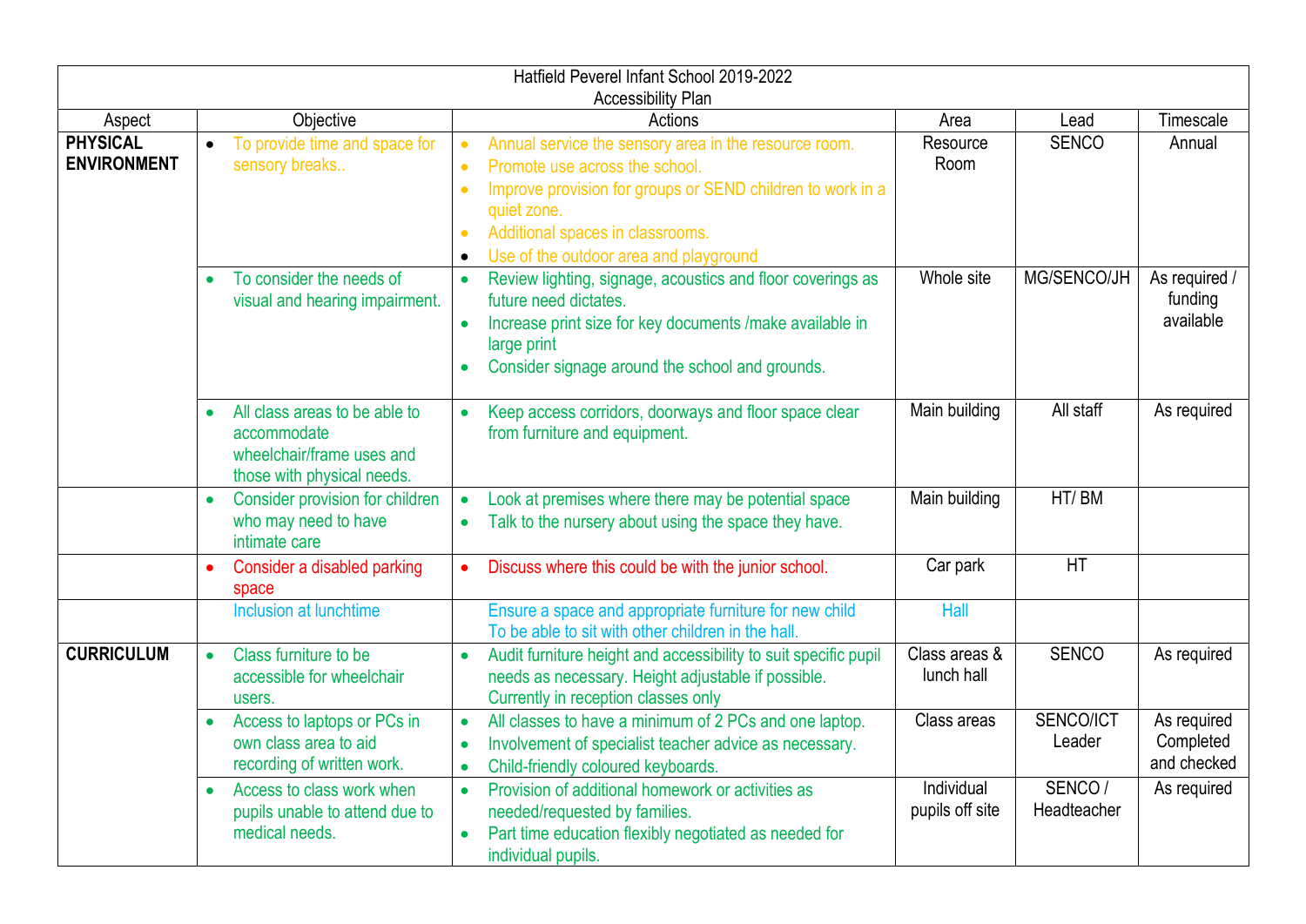Hatfield Peverel Infant School 2019-2022
Accessibility Plan

| Aspect | Objective | Actions | Area | Lead | Timescale |
|---|---|---|---|---|---|
| **PHYSICAL ENVIRONMENT** | • To provide time and space for sensory breaks.. | • Annual service the sensory area in the resource room.<br>• Promote use across the school.<br>• Improve provision for groups or SEND children to work in a quiet zone.<br>• Additional spaces in classrooms.<br>• Use of the outdoor area and playground | Resource Room | SENCO | Annual |
| | • To consider the needs of visual and hearing impairment. | • Review lighting, signage, acoustics and floor coverings as future need dictates.<br>• Increase print size for key documents /make available in large print<br>• Consider signage around the school and grounds. | Whole site | MG/SENCO/JH | As required / funding available |
| | • All class areas to be able to accommodate wheelchair/frame uses and those with physical needs. | • Keep access corridors, doorways and floor space clear from furniture and equipment. | Main building | All staff | As required |
| | • Consider provision for children who may need to have intimate care | • Look at premises where there may be potential space<br>• Talk to the nursery about using the space they have. | Main building | HT/ BM | |
| | • Consider a disabled parking space | • Discuss where this could be with the junior school. | Car park | HT | |
| | Inclusion at lunchtime | Ensure a space and appropriate furniture for new child To be able to sit with other children in the hall. | Hall | | |
| **CURRICULUM** | • Class furniture to be accessible for wheelchair users. | • Audit furniture height and accessibility to suit specific pupil needs as necessary. Height adjustable if possible. Currently in reception classes only | Class areas & lunch hall | SENCO | As required |
| | • Access to laptops or PCs in own class area to aid recording of written work. | • All classes to have a minimum of 2 PCs and one laptop.<br>• Involvement of specialist teacher advice as necessary.<br>• Child-friendly coloured keyboards. | Class areas | SENCO/ICT Leader | As required Completed and checked |
| | • Access to class work when pupils unable to attend due to medical needs. | • Provision of additional homework or activities as needed/requested by families.<br>• Part time education flexibly negotiated as needed for individual pupils. | Individual pupils off site | SENCO / Headteacher | As required |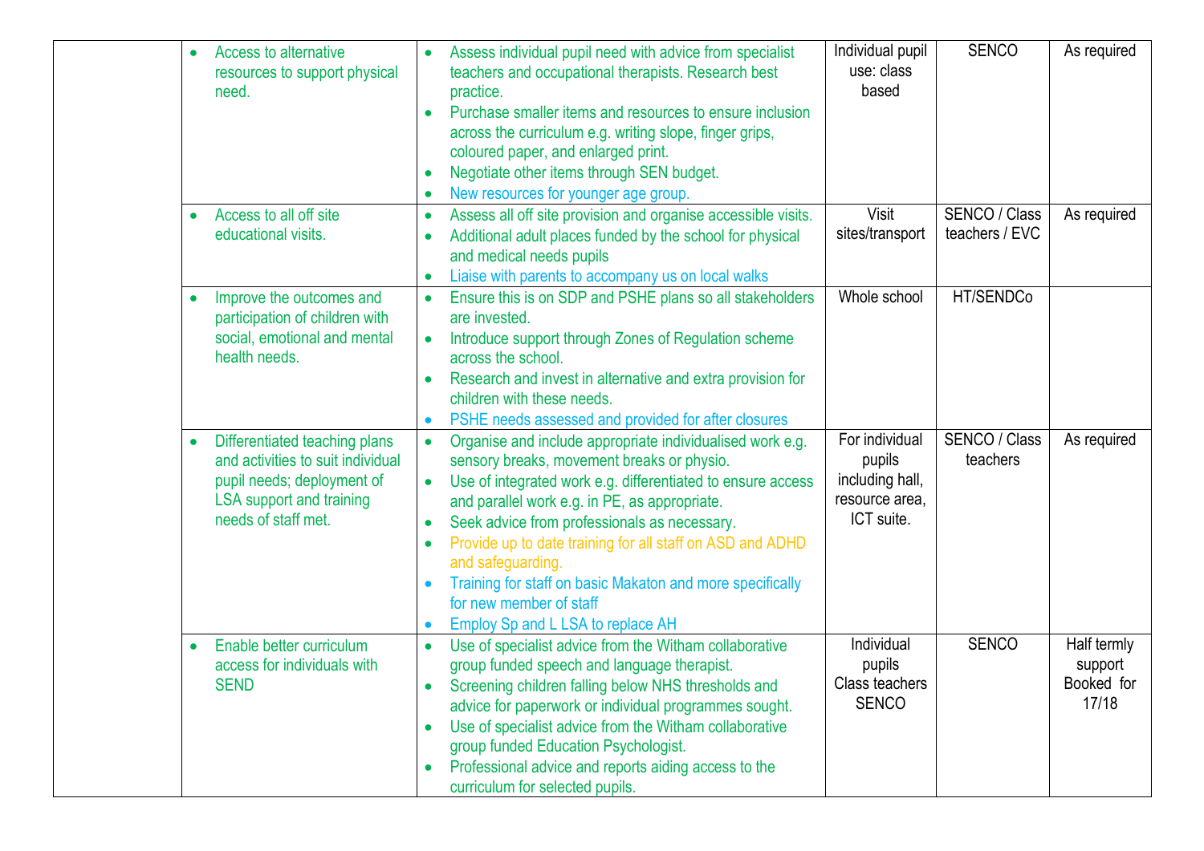| | | | | | |
|---|---|---|---|---|---|
| | • Access to alternative resources to support physical need. | • Assess individual pupil need with advice from specialist teachers and occupational therapists. Research best practice.<br>• Purchase smaller items and resources to ensure inclusion across the curriculum e.g. writing slope, finger grips, coloured paper, and enlarged print.<br>• Negotiate other items through SEN budget.<br>• New resources for younger age group. | Individual pupil use: class based | SENCO | As required |
| | • Access to all off site educational visits. | • Assess all off site provision and organise accessible visits.<br>• Additional adult places funded by the school for physical and medical needs pupils<br>• Liaise with parents to accompany us on local walks | Visit sites/transport | SENCO / Class teachers / EVC | As required |
| | • Improve the outcomes and participation of children with social, emotional and mental health needs. | • Ensure this is on SDP and PSHE plans so all stakeholders are invested.<br>• Introduce support through Zones of Regulation scheme across the school.<br>• Research and invest in alternative and extra provision for children with these needs.<br>• PSHE needs assessed and provided for after closures | Whole school | HT/SENDCo | |
| | • Differentiated teaching plans and activities to suit individual pupil needs; deployment of LSA support and training needs of staff met. | • Organise and include appropriate individualised work e.g. sensory breaks, movement breaks or physio.<br>• Use of integrated work e.g. differentiated to ensure access and parallel work e.g. in PE, as appropriate.<br>• Seek advice from professionals as necessary.<br>• Provide up to date training for all staff on ASD and ADHD and safeguarding.<br>• Training for staff on basic Makaton and more specifically for new member of staff<br>• Employ Sp and L LSA to replace AH | For individual pupils including hall, resource area, ICT suite. | SENCO / Class teachers | As required |
| | • Enable better curriculum access for individuals with SEND | • Use of specialist advice from the Witham collaborative group funded speech and language therapist.<br>• Screening children falling below NHS thresholds and advice for paperwork or individual programmes sought.<br>• Use of specialist advice from the Witham collaborative group funded Education Psychologist.<br>• Professional advice and reports aiding access to the curriculum for selected pupils. | Individual pupils<br>Class teachers<br>SENCO | SENCO | Half termly support<br>Booked for 17/18 |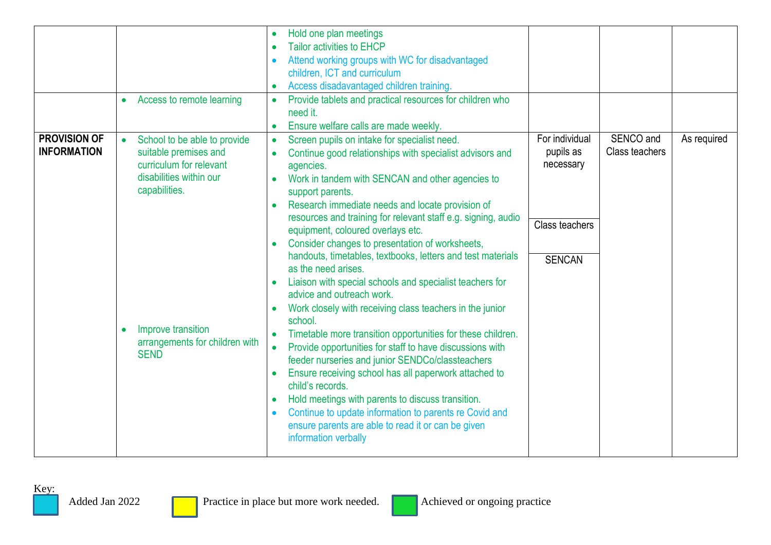| | | | | | |
|---|---|---|---|---|---|
| | | • Hold one plan meetings<br>• Tailor activities to EHCP<br>• Attend working groups with WC for disadvantaged children, ICT and curriculum<br>• Access disadavantaged children training. | | | |
| | • Access to remote learning | • Provide tablets and practical resources for children who need it.<br>• Ensure welfare calls are made weekly. | | | |
| **PROVISION OF INFORMATION** | • School to be able to provide suitable premises and curriculum for relevant disabilities within our capabilities.<br><br>• Improve transition arrangements for children with SEND | • Screen pupils on intake for specialist need.<br>• Continue good relationships with specialist advisors and agencies.<br>• Work in tandem with SENCAN and other agencies to support parents.<br>• Research immediate needs and locate provision of resources and training for relevant staff e.g. signing, audio equipment, coloured overlays etc.<br>• Consider changes to presentation of worksheets, handouts, timetables, textbooks, letters and test materials as the need arises.<br>• Liaison with special schools and specialist teachers for advice and outreach work.<br>• Work closely with receiving class teachers in the junior school.<br>• Timetable more transition opportunities for these children.<br>• Provide opportunities for staff to have discussions with feeder nurseries and junior SENDCo/classteachers<br>• Ensure receiving school has all paperwork attached to child's records.<br>• Hold meetings with parents to discuss transition.<br>• Continue to update information to parents re Covid and ensure parents are able to read it or can be given information verbally | For individual pupils as necessary<br><br>Class teachers<br><br>SENCAN | SENCO and Class teachers | As required |

Key:

Added Jan 2022 | Practice in place but more work needed. | Achieved or ongoing practice